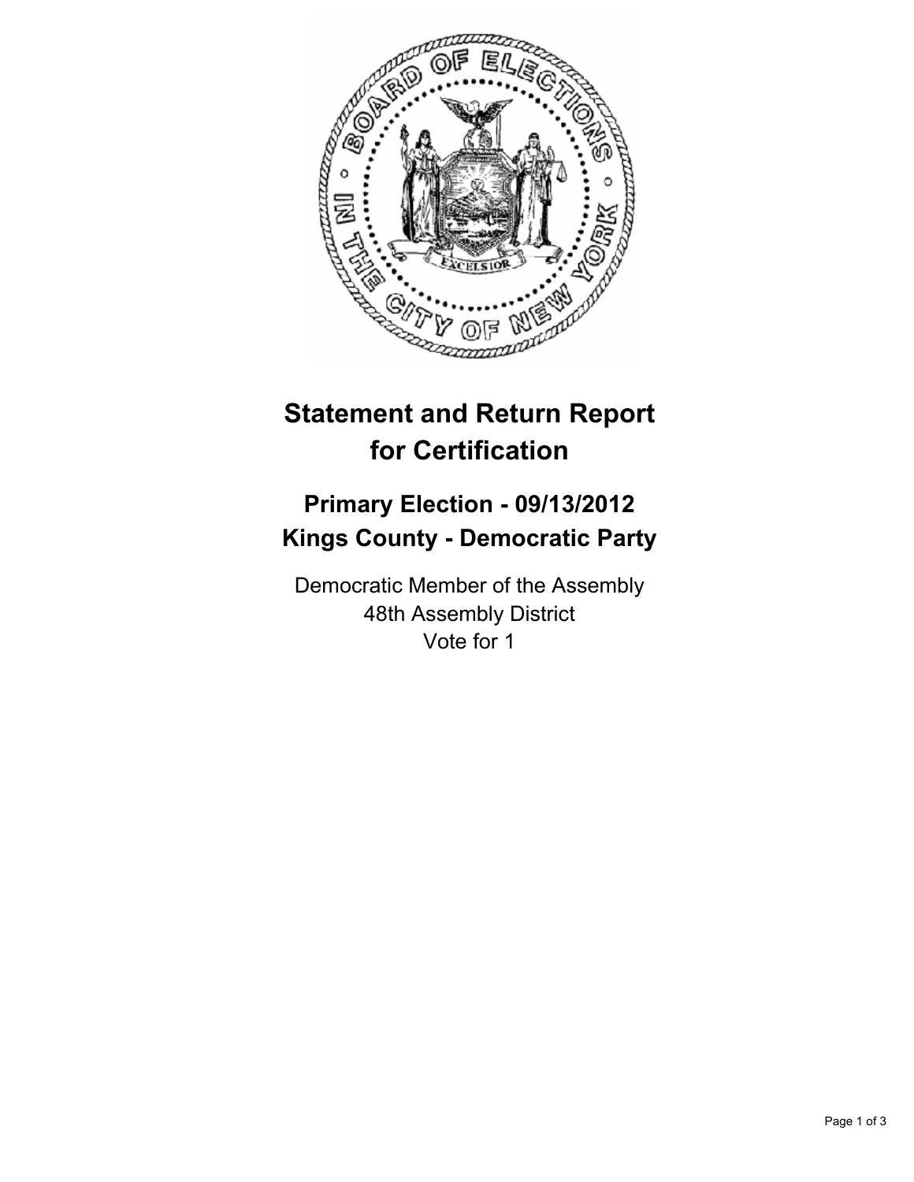# Statement and Return Report for Certification

## Primary Election - 09/13/2012
## Kings County - Democratic Party

Democratic Member of the Assembly
48th Assembly District
Vote for 1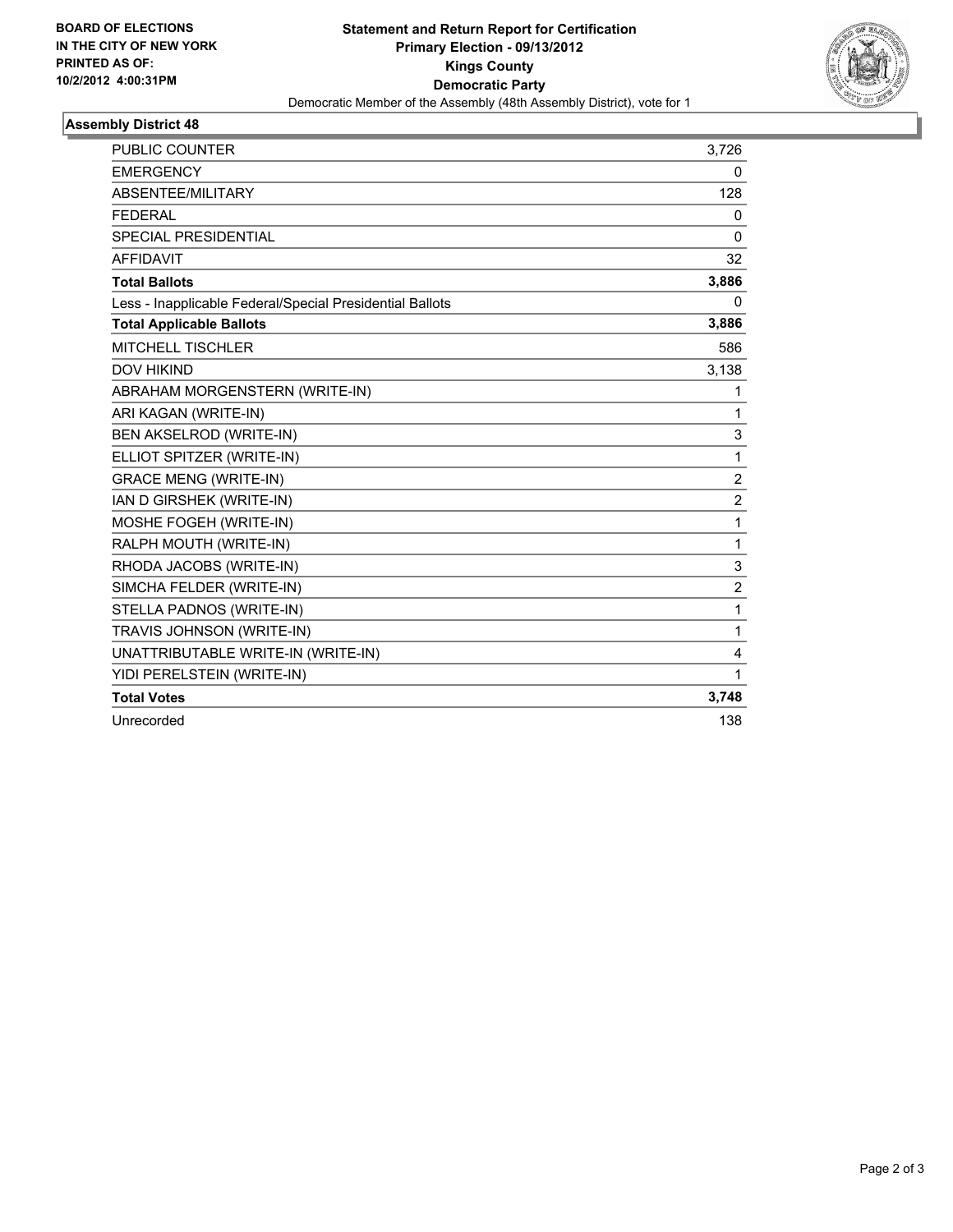**BOARD OF ELECTIONS IN THE CITY OF NEW YORK PRINTED AS OF: 10/2/2012 4:00:31PM**

# Statement and Return Report for Certification
## Primary Election - 09/13/2012
## Kings County
## Democratic Party

Democratic Member of the Assembly (48th Assembly District), vote for 1

### Assembly District 48

| | |
|---|---|
| PUBLIC COUNTER | 3,726 |
| EMERGENCY | 0 |
| ABSENTEE/MILITARY | 128 |
| FEDERAL | 0 |
| SPECIAL PRESIDENTIAL | 0 |
| AFFIDAVIT | 32 |
| **Total Ballots** | **3,886** |
| Less - Inapplicable Federal/Special Presidential Ballots | 0 |
| **Total Applicable Ballots** | **3,886** |
| MITCHELL TISCHLER | 586 |
| DOV HIKIND | 3,138 |
| ABRAHAM MORGENSTERN (WRITE-IN) | 1 |
| ARI KAGAN (WRITE-IN) | 1 |
| BEN AKSELROD (WRITE-IN) | 3 |
| ELLIOT SPITZER (WRITE-IN) | 1 |
| GRACE MENG (WRITE-IN) | 2 |
| IAN D GIRSHEK (WRITE-IN) | 2 |
| MOSHE FOGEH (WRITE-IN) | 1 |
| RALPH MOUTH (WRITE-IN) | 1 |
| RHODA JACOBS (WRITE-IN) | 3 |
| SIMCHA FELDER (WRITE-IN) | 2 |
| STELLA PADNOS (WRITE-IN) | 1 |
| TRAVIS JOHNSON (WRITE-IN) | 1 |
| UNATTRIBUTABLE WRITE-IN (WRITE-IN) | 4 |
| YIDI PERELSTEIN (WRITE-IN) | 1 |
| **Total Votes** | **3,748** |
| Unrecorded | 138 |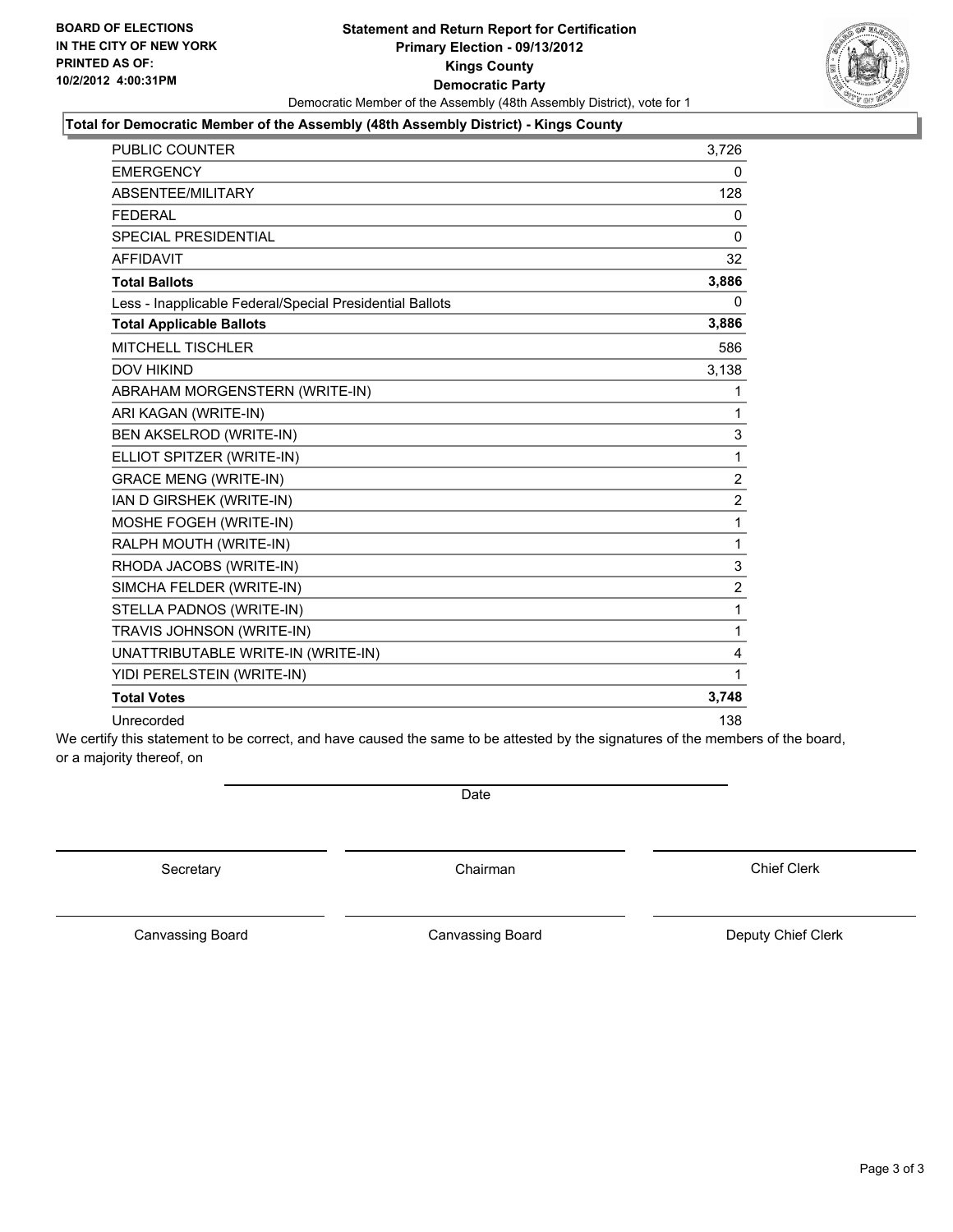**BOARD OF ELECTIONS**
**IN THE CITY OF NEW YORK**
**PRINTED AS OF:**
**10/2/2012 4:00:31PM**

# Statement and Return Report for Certification
## Primary Election - 09/13/2012
## Kings County
## Democratic Party

Democratic Member of the Assembly (48th Assembly District), vote for 1

### Total for Democratic Member of the Assembly (48th Assembly District) - Kings County

| | |
|---|---|
| PUBLIC COUNTER | 3,726 |
| EMERGENCY | 0 |
| ABSENTEE/MILITARY | 128 |
| FEDERAL | 0 |
| SPECIAL PRESIDENTIAL | 0 |
| AFFIDAVIT | 32 |
| **Total Ballots** | **3,886** |
| Less - Inapplicable Federal/Special Presidential Ballots | 0 |
| **Total Applicable Ballots** | **3,886** |
| MITCHELL TISCHLER | 586 |
| DOV HIKIND | 3,138 |
| ABRAHAM MORGENSTERN (WRITE-IN) | 1 |
| ARI KAGAN (WRITE-IN) | 1 |
| BEN AKSELROD (WRITE-IN) | 3 |
| ELLIOT SPITZER (WRITE-IN) | 1 |
| GRACE MENG (WRITE-IN) | 2 |
| IAN D GIRSHEK (WRITE-IN) | 2 |
| MOSHE FOGEH (WRITE-IN) | 1 |
| RALPH MOUTH (WRITE-IN) | 1 |
| RHODA JACOBS (WRITE-IN) | 3 |
| SIMCHA FELDER (WRITE-IN) | 2 |
| STELLA PADNOS (WRITE-IN) | 1 |
| TRAVIS JOHNSON (WRITE-IN) | 1 |
| UNATTRIBUTABLE WRITE-IN (WRITE-IN) | 4 |
| YIDI PERELSTEIN (WRITE-IN) | 1 |
| **Total Votes** | **3,748** |
| Unrecorded | 138 |

We certify this statement to be correct, and have caused the same to be attested by the signatures of the members of the board, or a majority thereof, on

Date

Secretary

Chairman

Chief Clerk

Canvassing Board

Canvassing Board

Deputy Chief Clerk